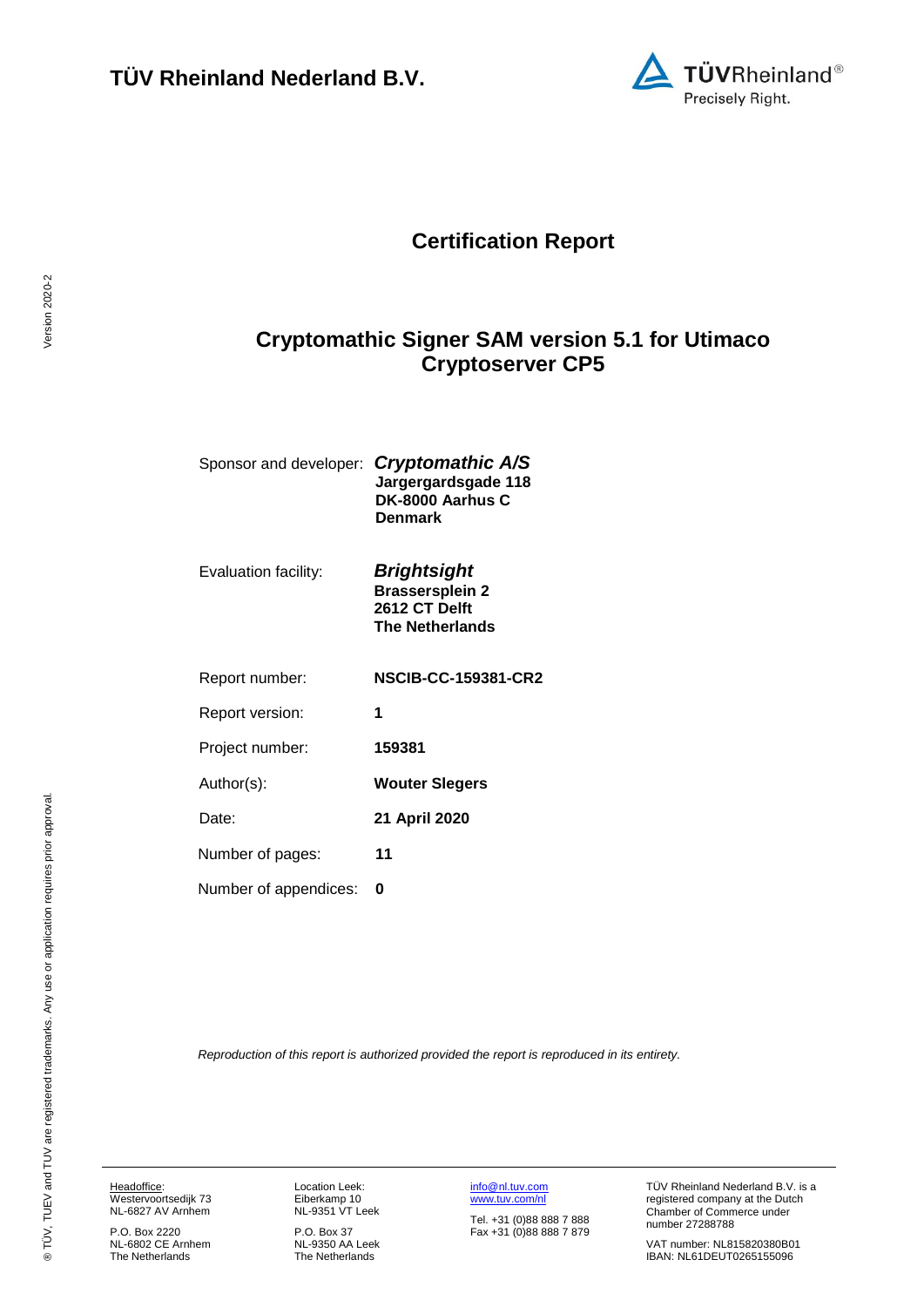**TÜV Rheinland Nederland B.V.**

# Certification Report

## Cryptomathic Signer SAM version 5.1 for Utimaco Cryptoserver CP5

| | |
|---|---|
| Sponsor and developer: | ***Cryptomathic A/S*** **Jargergardsgade 118 DK-8000 Aarhus C Denmark** |
| Evaluation facility: | ***Brightsight*** **Brassersplein 2 2612 CT Delft The Netherlands** |
| Report number: | **NSCIB-CC-159381-CR2** |
| Report version: | **1** |
| Project number: | **159381** |
| Author(s): | **Wouter Slegers** |
| Date: | **21 April 2020** |
| Number of pages: | **11** |
| Number of appendices: | **0** |

*Reproduction of this report is authorized provided the report is reproduced in its entirety.*

Headoffice:
Westervoortsedijk 73
NL-6827 AV Arnhem

P.O. Box 2220
NL-6802 CE Arnhem
The Netherlands

Location Leek:
Eiberkamp 10
NL-9351 VT Leek

P.O. Box 37
NL-9350 AA Leek
The Netherlands

info@nl.tuv.com
www.tuv.com/nl

Tel. +31 (0)88 888 7 888
Fax +31 (0)88 888 7 879

TÜV Rheinland Nederland B.V. is a registered company at the Dutch Chamber of Commerce under number 27288788

VAT number: NL815820380B01
IBAN: NL61DEUT0265155096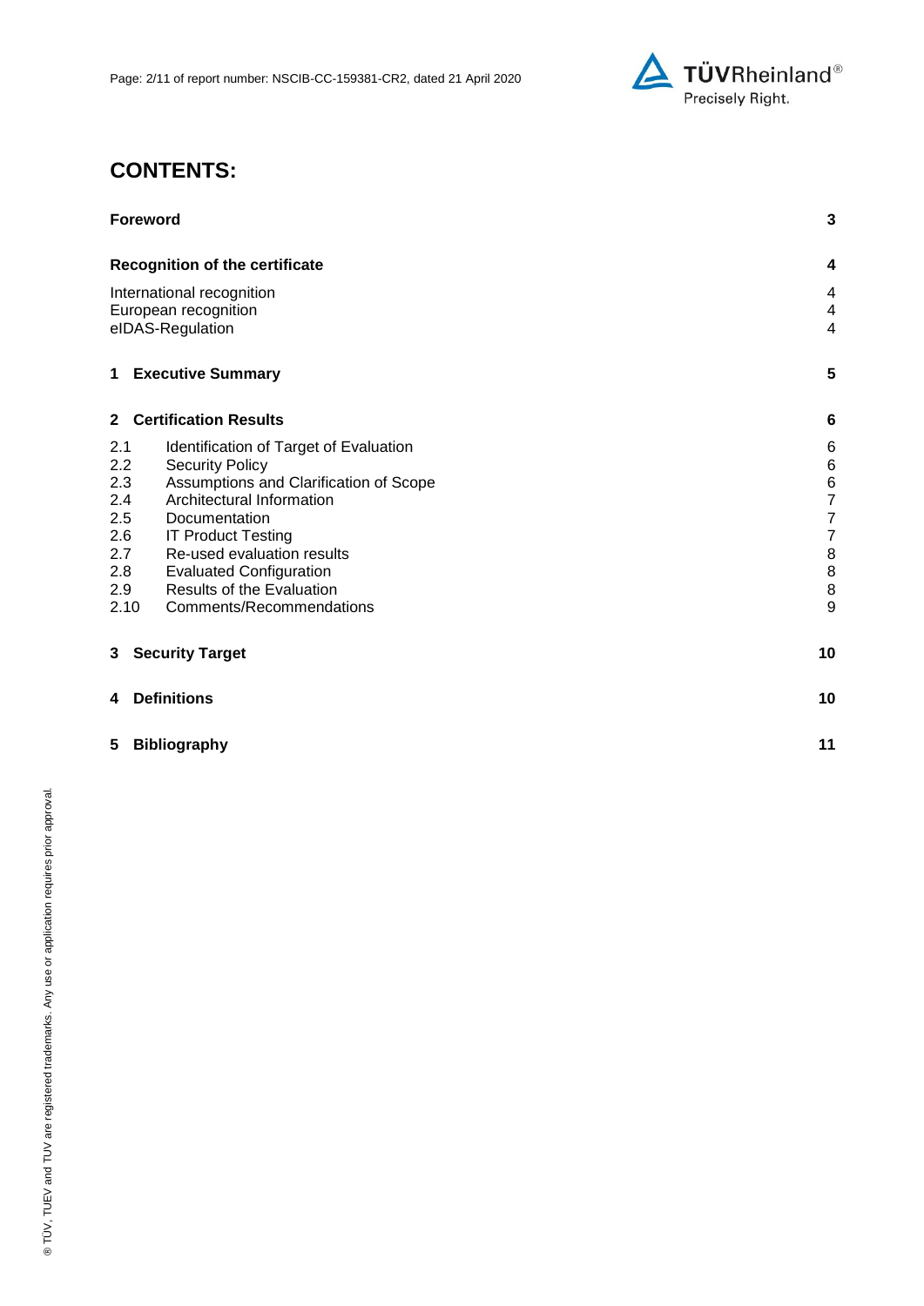# CONTENTS:

| | |
|---|---|
| **Foreword** | **3** |
| **Recognition of the certificate** | **4** |
| International recognition | 4 |
| European recognition | 4 |
| eIDAS-Regulation | 4 |
| **1 Executive Summary** | **5** |
| **2 Certification Results** | **6** |
| 2.1 Identification of Target of Evaluation | 6 |
| 2.2 Security Policy | 6 |
| 2.3 Assumptions and Clarification of Scope | 6 |
| 2.4 Architectural Information | 7 |
| 2.5 Documentation | 7 |
| 2.6 IT Product Testing | 7 |
| 2.7 Re-used evaluation results | 8 |
| 2.8 Evaluated Configuration | 8 |
| 2.9 Results of the Evaluation | 8 |
| 2.10 Comments/Recommendations | 9 |
| **3 Security Target** | **10** |
| **4 Definitions** | **10** |
| **5 Bibliography** | **11** |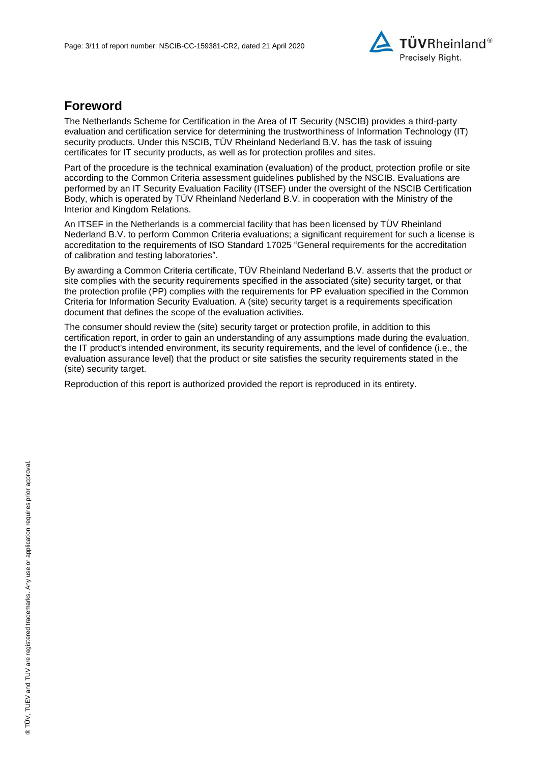## Foreword

The Netherlands Scheme for Certification in the Area of IT Security (NSCIB) provides a third-party evaluation and certification service for determining the trustworthiness of Information Technology (IT) security products. Under this NSCIB, TÜV Rheinland Nederland B.V. has the task of issuing certificates for IT security products, as well as for protection profiles and sites.

Part of the procedure is the technical examination (evaluation) of the product, protection profile or site according to the Common Criteria assessment guidelines published by the NSCIB. Evaluations are performed by an IT Security Evaluation Facility (ITSEF) under the oversight of the NSCIB Certification Body, which is operated by TÜV Rheinland Nederland B.V. in cooperation with the Ministry of the Interior and Kingdom Relations.

An ITSEF in the Netherlands is a commercial facility that has been licensed by TÜV Rheinland Nederland B.V. to perform Common Criteria evaluations; a significant requirement for such a license is accreditation to the requirements of ISO Standard 17025 "General requirements for the accreditation of calibration and testing laboratories".

By awarding a Common Criteria certificate, TÜV Rheinland Nederland B.V. asserts that the product or site complies with the security requirements specified in the associated (site) security target, or that the protection profile (PP) complies with the requirements for PP evaluation specified in the Common Criteria for Information Security Evaluation. A (site) security target is a requirements specification document that defines the scope of the evaluation activities.

The consumer should review the (site) security target or protection profile, in addition to this certification report, in order to gain an understanding of any assumptions made during the evaluation, the IT product's intended environment, its security requirements, and the level of confidence (i.e., the evaluation assurance level) that the product or site satisfies the security requirements stated in the (site) security target.

Reproduction of this report is authorized provided the report is reproduced in its entirety.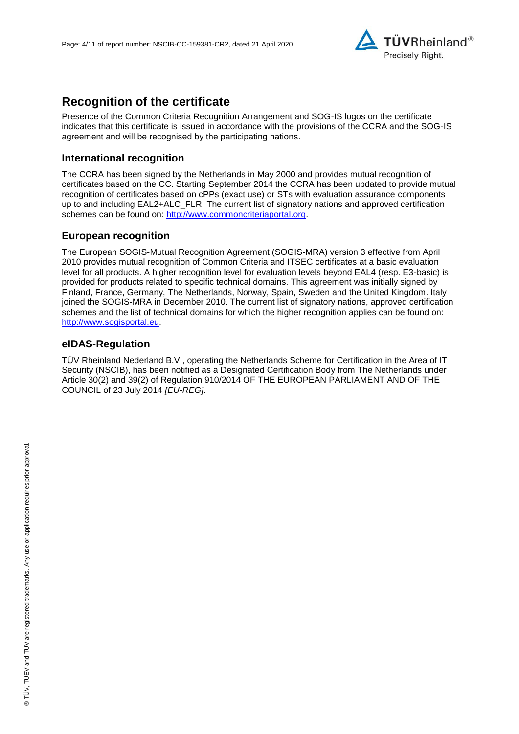# Recognition of the certificate

Presence of the Common Criteria Recognition Arrangement and SOG-IS logos on the certificate indicates that this certificate is issued in accordance with the provisions of the CCRA and the SOG-IS agreement and will be recognised by the participating nations.

## International recognition

The CCRA has been signed by the Netherlands in May 2000 and provides mutual recognition of certificates based on the CC. Starting September 2014 the CCRA has been updated to provide mutual recognition of certificates based on cPPs (exact use) or STs with evaluation assurance components up to and including EAL2+ALC_FLR. The current list of signatory nations and approved certification schemes can be found on: http://www.commoncriteriaportal.org.

## European recognition

The European SOGIS-Mutual Recognition Agreement (SOGIS-MRA) version 3 effective from April 2010 provides mutual recognition of Common Criteria and ITSEC certificates at a basic evaluation level for all products. A higher recognition level for evaluation levels beyond EAL4 (resp. E3-basic) is provided for products related to specific technical domains. This agreement was initially signed by Finland, France, Germany, The Netherlands, Norway, Spain, Sweden and the United Kingdom. Italy joined the SOGIS-MRA in December 2010. The current list of signatory nations, approved certification schemes and the list of technical domains for which the higher recognition applies can be found on: http://www.sogisportal.eu.

## eIDAS-Regulation

TÜV Rheinland Nederland B.V., operating the Netherlands Scheme for Certification in the Area of IT Security (NSCIB), has been notified as a Designated Certification Body from The Netherlands under Article 30(2) and 39(2) of Regulation 910/2014 OF THE EUROPEAN PARLIAMENT AND OF THE COUNCIL of 23 July 2014 *[EU-REG]*.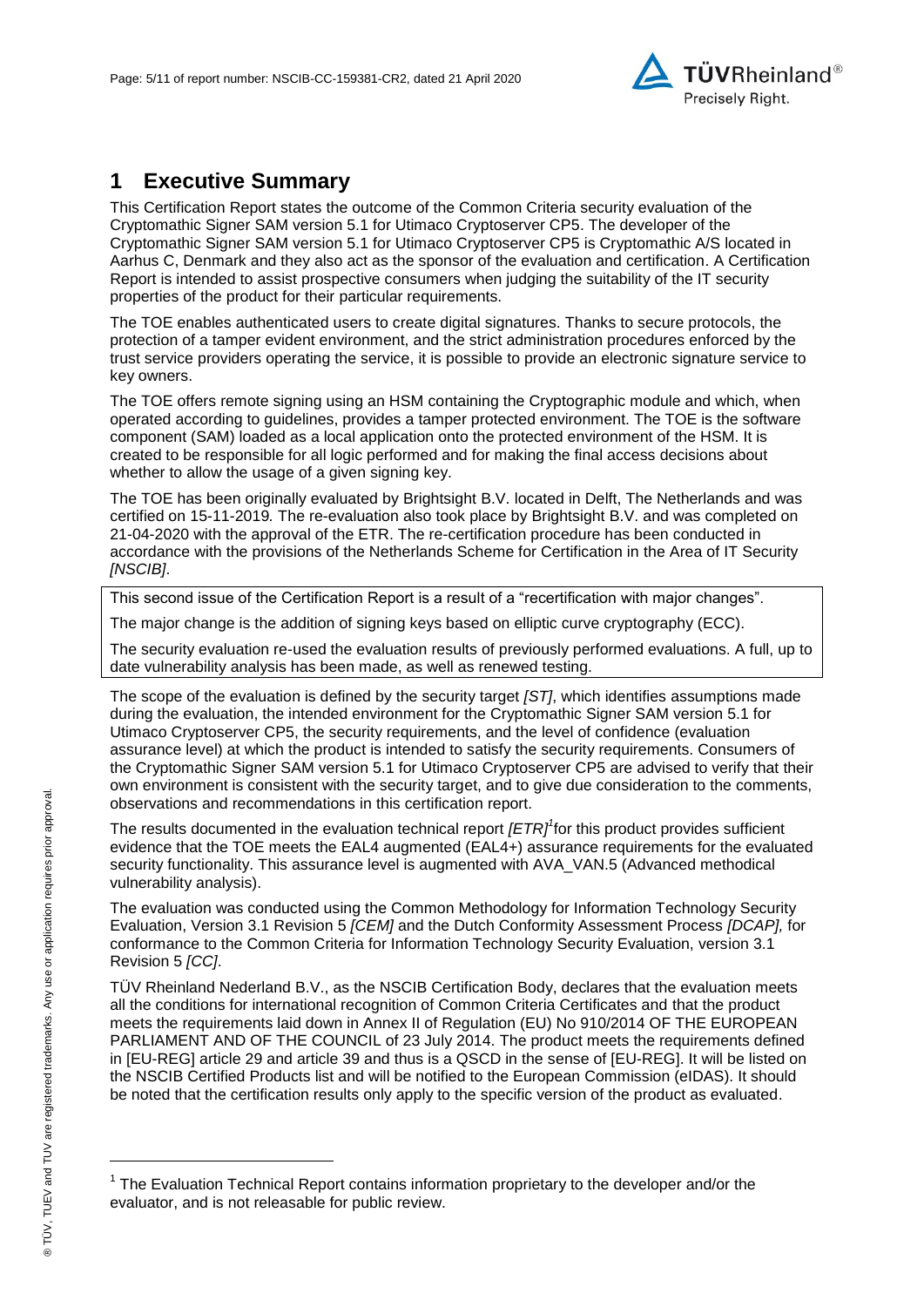# 1 Executive Summary

This Certification Report states the outcome of the Common Criteria security evaluation of the Cryptomathic Signer SAM version 5.1 for Utimaco Cryptoserver CP5. The developer of the Cryptomathic Signer SAM version 5.1 for Utimaco Cryptoserver CP5 is Cryptomathic A/S located in Aarhus C, Denmark and they also act as the sponsor of the evaluation and certification. A Certification Report is intended to assist prospective consumers when judging the suitability of the IT security properties of the product for their particular requirements.

The TOE enables authenticated users to create digital signatures. Thanks to secure protocols, the protection of a tamper evident environment, and the strict administration procedures enforced by the trust service providers operating the service, it is possible to provide an electronic signature service to key owners.

The TOE offers remote signing using an HSM containing the Cryptographic module and which, when operated according to guidelines, provides a tamper protected environment. The TOE is the software component (SAM) loaded as a local application onto the protected environment of the HSM. It is created to be responsible for all logic performed and for making the final access decisions about whether to allow the usage of a given signing key.

The TOE has been originally evaluated by Brightsight B.V. located in Delft, The Netherlands and was certified on 15-11-2019. The re-evaluation also took place by Brightsight B.V. and was completed on 21-04-2020 with the approval of the ETR. The re-certification procedure has been conducted in accordance with the provisions of the Netherlands Scheme for Certification in the Area of IT Security *[NSCIB]*.

This second issue of the Certification Report is a result of a "recertification with major changes".

The major change is the addition of signing keys based on elliptic curve cryptography (ECC).

The security evaluation re-used the evaluation results of previously performed evaluations. A full, up to date vulnerability analysis has been made, as well as renewed testing.

The scope of the evaluation is defined by the security target *[ST]*, which identifies assumptions made during the evaluation, the intended environment for the Cryptomathic Signer SAM version 5.1 for Utimaco Cryptoserver CP5, the security requirements, and the level of confidence (evaluation assurance level) at which the product is intended to satisfy the security requirements. Consumers of the Cryptomathic Signer SAM version 5.1 for Utimaco Cryptoserver CP5 are advised to verify that their own environment is consistent with the security target, and to give due consideration to the comments, observations and recommendations in this certification report.

The results documented in the evaluation technical report *[ETR]*[1] for this product provides sufficient evidence that the TOE meets the EAL4 augmented (EAL4+) assurance requirements for the evaluated security functionality. This assurance level is augmented with AVA_VAN.5 (Advanced methodical vulnerability analysis).

The evaluation was conducted using the Common Methodology for Information Technology Security Evaluation, Version 3.1 Revision 5 *[CEM]* and the Dutch Conformity Assessment Process *[DCAP]*, for conformance to the Common Criteria for Information Technology Security Evaluation, version 3.1 Revision 5 *[CC]*.

TÜV Rheinland Nederland B.V., as the NSCIB Certification Body, declares that the evaluation meets all the conditions for international recognition of Common Criteria Certificates and that the product meets the requirements laid down in Annex II of Regulation (EU) No 910/2014 OF THE EUROPEAN PARLIAMENT AND OF THE COUNCIL of 23 July 2014. The product meets the requirements defined in [EU-REG] article 29 and article 39 and thus is a QSCD in the sense of [EU-REG]. It will be listed on the NSCIB Certified Products list and will be notified to the European Commission (eIDAS). It should be noted that the certification results only apply to the specific version of the product as evaluated.

[1] The Evaluation Technical Report contains information proprietary to the developer and/or the evaluator, and is not releasable for public review.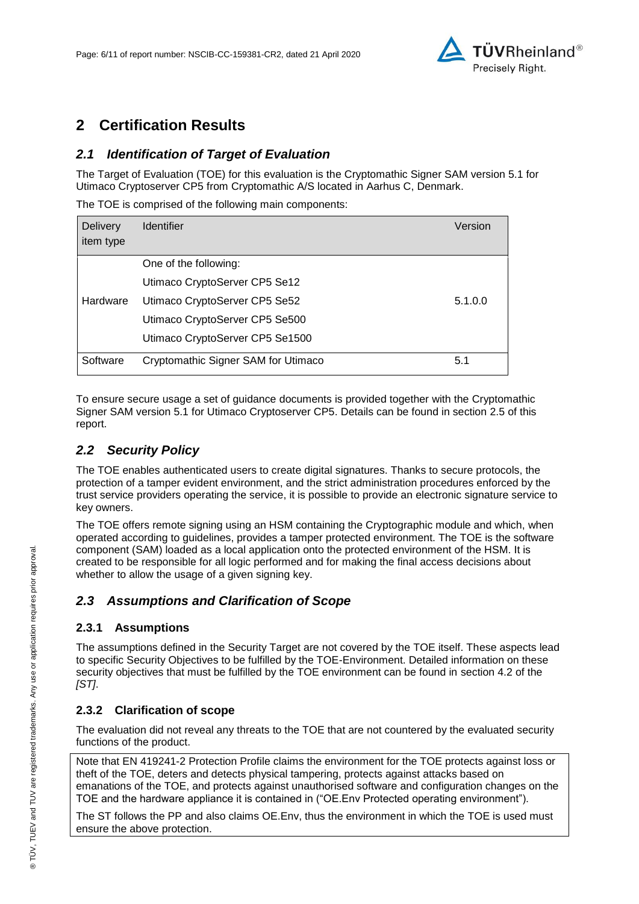# 2 Certification Results

## 2.1 Identification of Target of Evaluation

The Target of Evaluation (TOE) for this evaluation is the Cryptomathic Signer SAM version 5.1 for Utimaco Cryptoserver CP5 from Cryptomathic A/S located in Aarhus C, Denmark.

The TOE is comprised of the following main components:

| Delivery item type | Identifier | Version |
|---|---|---|
| Hardware | One of the following:<br>Utimaco CryptoServer CP5 Se12<br>Utimaco CryptoServer CP5 Se52<br>Utimaco CryptoServer CP5 Se500<br>Utimaco CryptoServer CP5 Se1500 | 5.1.0.0 |
| Software | Cryptomathic Signer SAM for Utimaco | 5.1 |

To ensure secure usage a set of guidance documents is provided together with the Cryptomathic Signer SAM version 5.1 for Utimaco Cryptoserver CP5. Details can be found in section 2.5 of this report.

## 2.2 Security Policy

The TOE enables authenticated users to create digital signatures. Thanks to secure protocols, the protection of a tamper evident environment, and the strict administration procedures enforced by the trust service providers operating the service, it is possible to provide an electronic signature service to key owners.

The TOE offers remote signing using an HSM containing the Cryptographic module and which, when operated according to guidelines, provides a tamper protected environment. The TOE is the software component (SAM) loaded as a local application onto the protected environment of the HSM. It is created to be responsible for all logic performed and for making the final access decisions about whether to allow the usage of a given signing key.

## 2.3 Assumptions and Clarification of Scope

### 2.3.1 Assumptions

The assumptions defined in the Security Target are not covered by the TOE itself. These aspects lead to specific Security Objectives to be fulfilled by the TOE-Environment. Detailed information on these security objectives that must be fulfilled by the TOE environment can be found in section 4.2 of the *[ST]*.

### 2.3.2 Clarification of scope

The evaluation did not reveal any threats to the TOE that are not countered by the evaluated security functions of the product.

Note that EN 419241-2 Protection Profile claims the environment for the TOE protects against loss or theft of the TOE, deters and detects physical tampering, protects against attacks based on emanations of the TOE, and protects against unauthorised software and configuration changes on the TOE and the hardware appliance it is contained in ("OE.Env Protected operating environment").

The ST follows the PP and also claims OE.Env, thus the environment in which the TOE is used must ensure the above protection.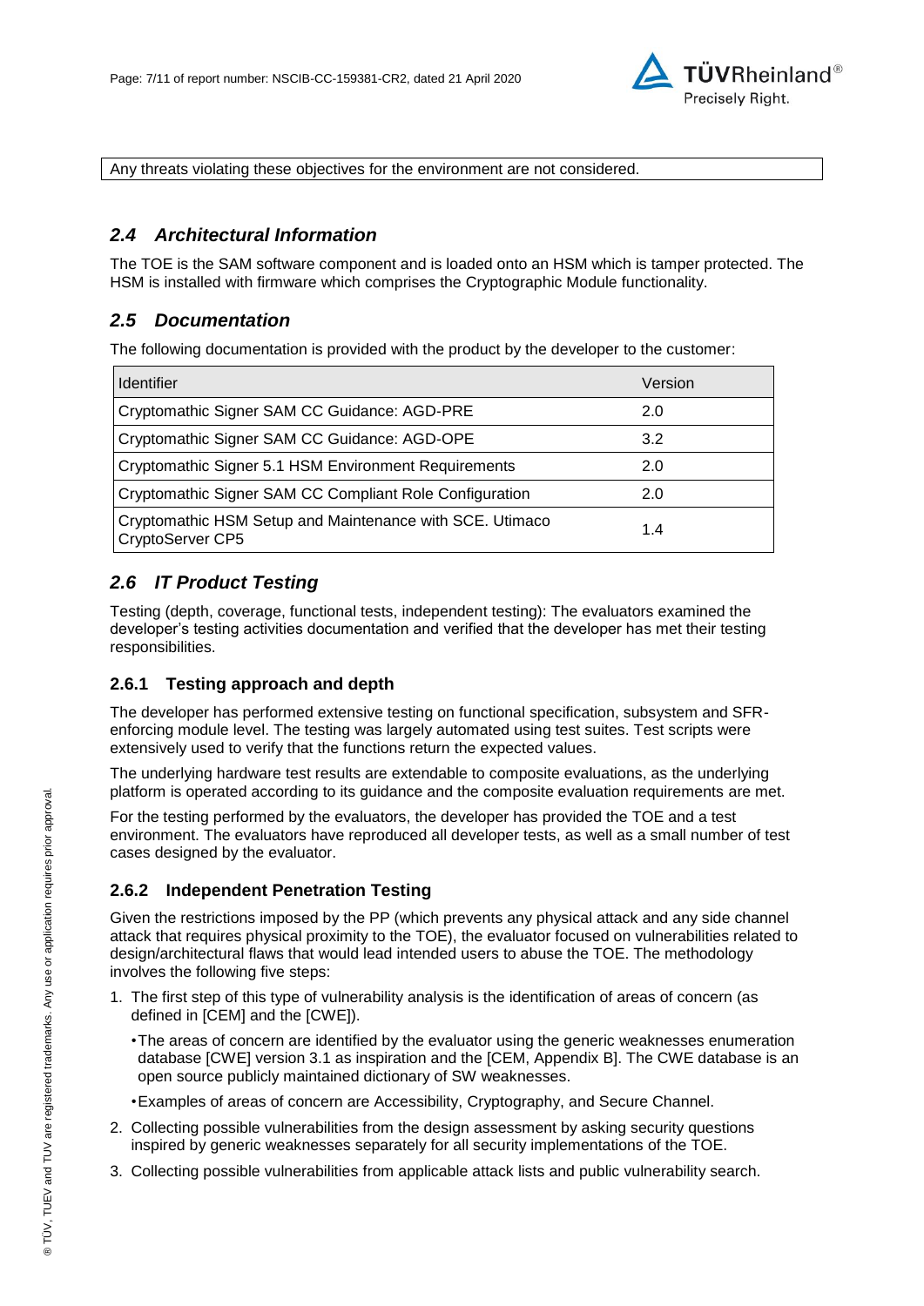Any threats violating these objectives for the environment are not considered.

## *2.4 Architectural Information*

The TOE is the SAM software component and is loaded onto an HSM which is tamper protected. The HSM is installed with firmware which comprises the Cryptographic Module functionality.

## *2.5 Documentation*

The following documentation is provided with the product by the developer to the customer:

| Identifier | Version |
|---|---|
| Cryptomathic Signer SAM CC Guidance: AGD-PRE | 2.0 |
| Cryptomathic Signer SAM CC Guidance: AGD-OPE | 3.2 |
| Cryptomathic Signer 5.1 HSM Environment Requirements | 2.0 |
| Cryptomathic Signer SAM CC Compliant Role Configuration | 2.0 |
| Cryptomathic HSM Setup and Maintenance with SCE. Utimaco CryptoServer CP5 | 1.4 |

## *2.6 IT Product Testing*

Testing (depth, coverage, functional tests, independent testing): The evaluators examined the developer's testing activities documentation and verified that the developer has met their testing responsibilities.

### 2.6.1 Testing approach and depth

The developer has performed extensive testing on functional specification, subsystem and SFR-enforcing module level. The testing was largely automated using test suites. Test scripts were extensively used to verify that the functions return the expected values.

The underlying hardware test results are extendable to composite evaluations, as the underlying platform is operated according to its guidance and the composite evaluation requirements are met.

For the testing performed by the evaluators, the developer has provided the TOE and a test environment. The evaluators have reproduced all developer tests, as well as a small number of test cases designed by the evaluator.

### 2.6.2 Independent Penetration Testing

Given the restrictions imposed by the PP (which prevents any physical attack and any side channel attack that requires physical proximity to the TOE), the evaluator focused on vulnerabilities related to design/architectural flaws that would lead intended users to abuse the TOE. The methodology involves the following five steps:

1. The first step of this type of vulnerability analysis is the identification of areas of concern (as defined in [CEM] and the [CWE]).
   - The areas of concern are identified by the evaluator using the generic weaknesses enumeration database [CWE] version 3.1 as inspiration and the [CEM, Appendix B]. The CWE database is an open source publicly maintained dictionary of SW weaknesses.
   - Examples of areas of concern are Accessibility, Cryptography, and Secure Channel.
2. Collecting possible vulnerabilities from the design assessment by asking security questions inspired by generic weaknesses separately for all security implementations of the TOE.
3. Collecting possible vulnerabilities from applicable attack lists and public vulnerability search.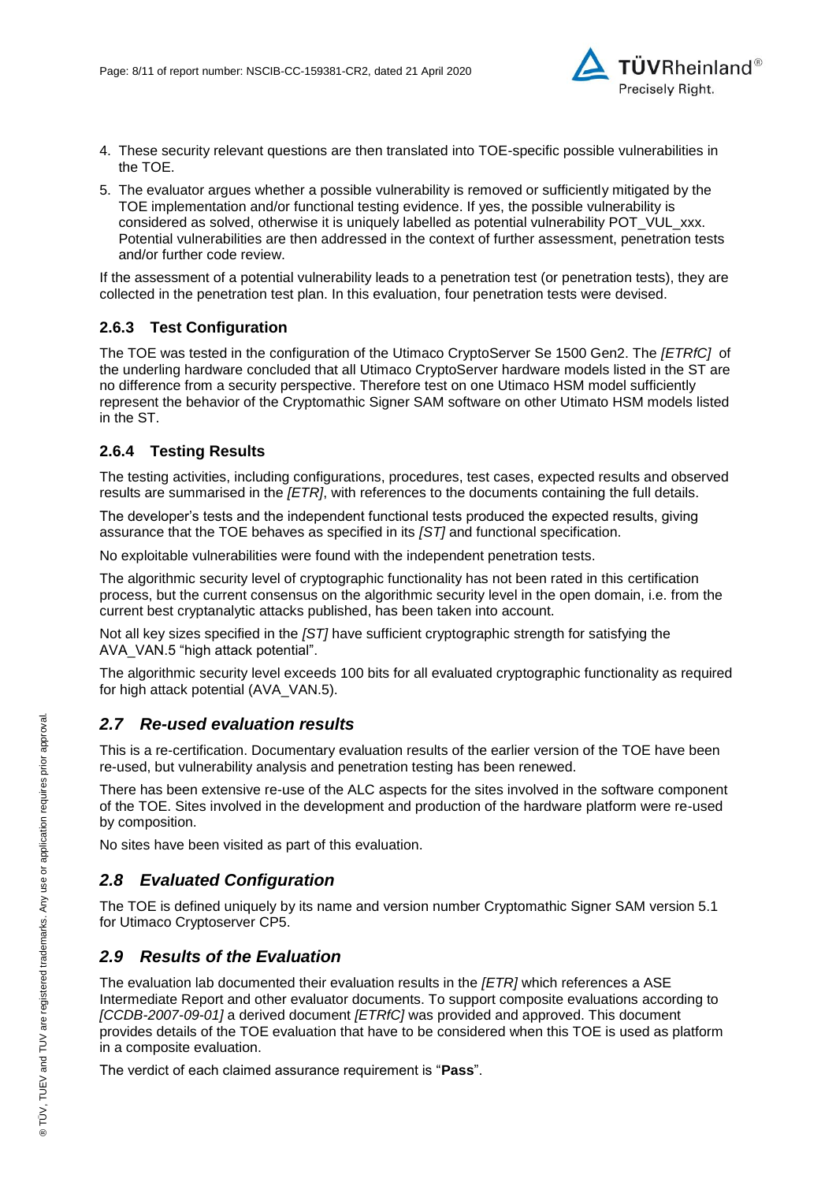4. These security relevant questions are then translated into TOE-specific possible vulnerabilities in the TOE.
5. The evaluator argues whether a possible vulnerability is removed or sufficiently mitigated by the TOE implementation and/or functional testing evidence. If yes, the possible vulnerability is considered as solved, otherwise it is uniquely labelled as potential vulnerability POT_VUL_xxx. Potential vulnerabilities are then addressed in the context of further assessment, penetration tests and/or further code review.

If the assessment of a potential vulnerability leads to a penetration test (or penetration tests), they are collected in the penetration test plan. In this evaluation, four penetration tests were devised.

### 2.6.3 Test Configuration

The TOE was tested in the configuration of the Utimaco CryptoServer Se 1500 Gen2. The *[ETRfC]* of the underling hardware concluded that all Utimaco CryptoServer hardware models listed in the ST are no difference from a security perspective. Therefore test on one Utimaco HSM model sufficiently represent the behavior of the Cryptomathic Signer SAM software on other Utimato HSM models listed in the ST.

### 2.6.4 Testing Results

The testing activities, including configurations, procedures, test cases, expected results and observed results are summarised in the *[ETR]*, with references to the documents containing the full details.

The developer's tests and the independent functional tests produced the expected results, giving assurance that the TOE behaves as specified in its *[ST]* and functional specification.

No exploitable vulnerabilities were found with the independent penetration tests.

The algorithmic security level of cryptographic functionality has not been rated in this certification process, but the current consensus on the algorithmic security level in the open domain, i.e. from the current best cryptanalytic attacks published, has been taken into account.

Not all key sizes specified in the *[ST]* have sufficient cryptographic strength for satisfying the AVA_VAN.5 "high attack potential".

The algorithmic security level exceeds 100 bits for all evaluated cryptographic functionality as required for high attack potential (AVA_VAN.5).

## *2.7 Re-used evaluation results*

This is a re-certification. Documentary evaluation results of the earlier version of the TOE have been re-used, but vulnerability analysis and penetration testing has been renewed.

There has been extensive re-use of the ALC aspects for the sites involved in the software component of the TOE. Sites involved in the development and production of the hardware platform were re-used by composition.

No sites have been visited as part of this evaluation.

## *2.8 Evaluated Configuration*

The TOE is defined uniquely by its name and version number Cryptomathic Signer SAM version 5.1 for Utimaco Cryptoserver CP5.

## *2.9 Results of the Evaluation*

The evaluation lab documented their evaluation results in the *[ETR]* which references a ASE Intermediate Report and other evaluator documents. To support composite evaluations according to *[CCDB-2007-09-01]* a derived document *[ETRfC]* was provided and approved. This document provides details of the TOE evaluation that have to be considered when this TOE is used as platform in a composite evaluation.

The verdict of each claimed assurance requirement is "**Pass**".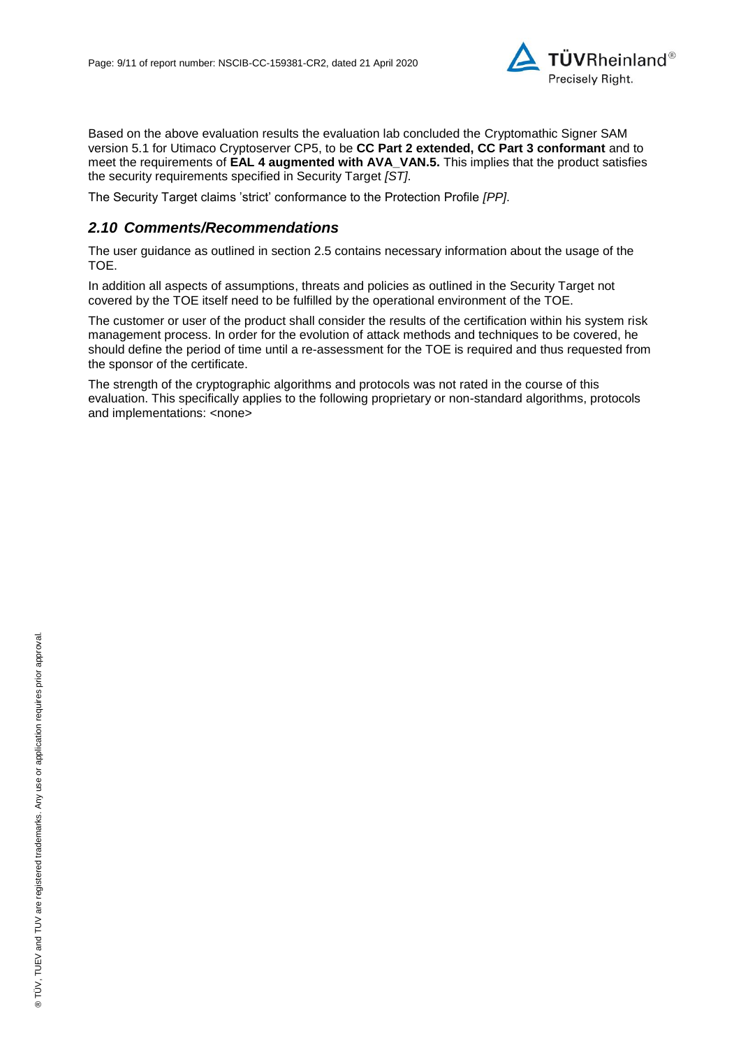Based on the above evaluation results the evaluation lab concluded the Cryptomathic Signer SAM version 5.1 for Utimaco Cryptoserver CP5, to be **CC Part 2 extended, CC Part 3 conformant** and to meet the requirements of **EAL 4 augmented with AVA_VAN.5.** This implies that the product satisfies the security requirements specified in Security Target *[ST]*.

The Security Target claims 'strict' conformance to the Protection Profile *[PP]*.

## *2.10 Comments/Recommendations*

The user guidance as outlined in section 2.5 contains necessary information about the usage of the TOE.

In addition all aspects of assumptions, threats and policies as outlined in the Security Target not covered by the TOE itself need to be fulfilled by the operational environment of the TOE.

The customer or user of the product shall consider the results of the certification within his system risk management process. In order for the evolution of attack methods and techniques to be covered, he should define the period of time until a re-assessment for the TOE is required and thus requested from the sponsor of the certificate.

The strength of the cryptographic algorithms and protocols was not rated in the course of this evaluation. This specifically applies to the following proprietary or non-standard algorithms, protocols and implementations: <none>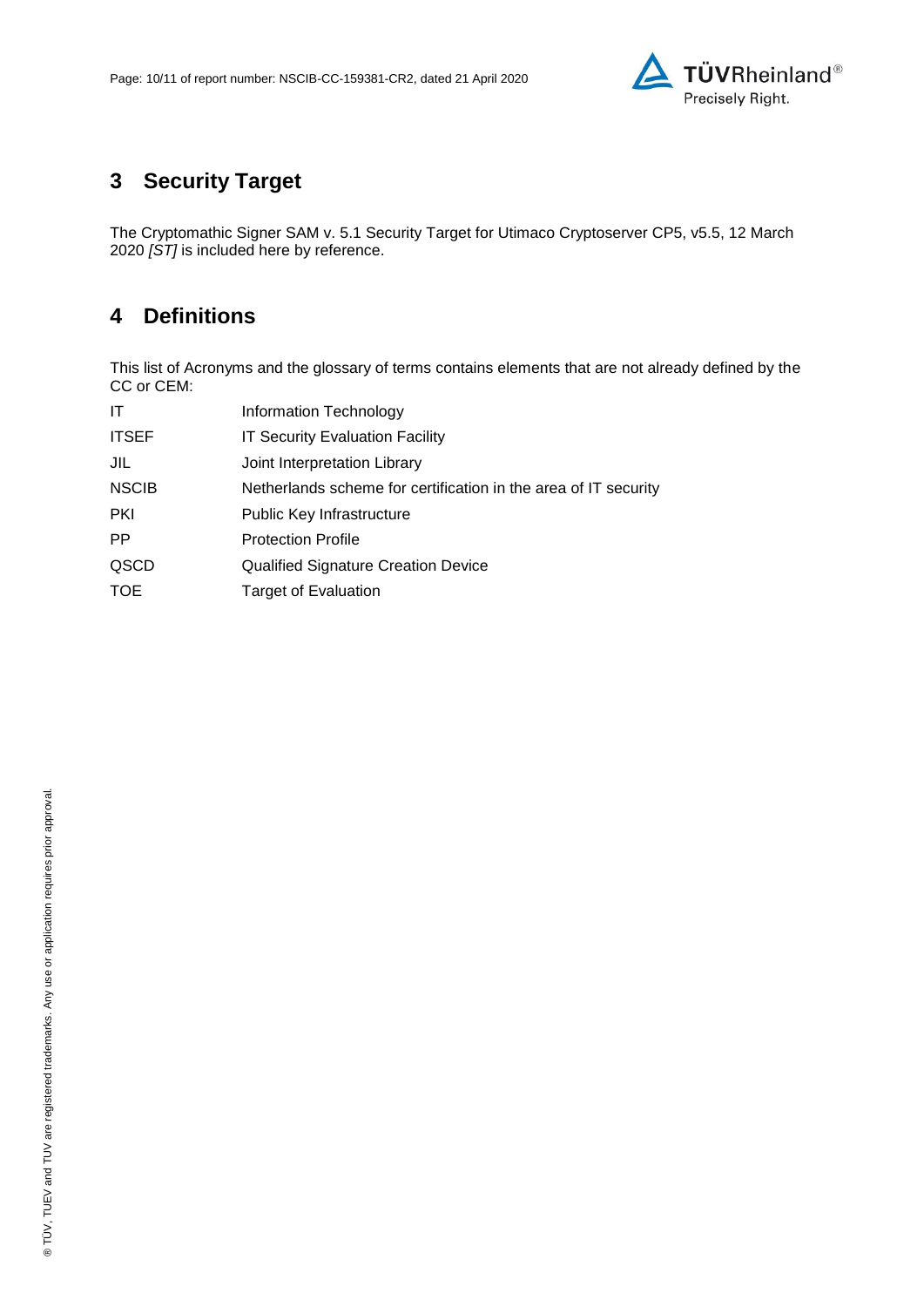# 3 Security Target

The Cryptomathic Signer SAM v. 5.1 Security Target for Utimaco Cryptoserver CP5, v5.5, 12 March 2020 *[ST]* is included here by reference.

# 4 Definitions

This list of Acronyms and the glossary of terms contains elements that are not already defined by the CC or CEM:

| | |
|---|---|
| IT | Information Technology |
| ITSEF | IT Security Evaluation Facility |
| JIL | Joint Interpretation Library |
| NSCIB | Netherlands scheme for certification in the area of IT security |
| PKI | Public Key Infrastructure |
| PP | Protection Profile |
| QSCD | Qualified Signature Creation Device |
| TOE | Target of Evaluation |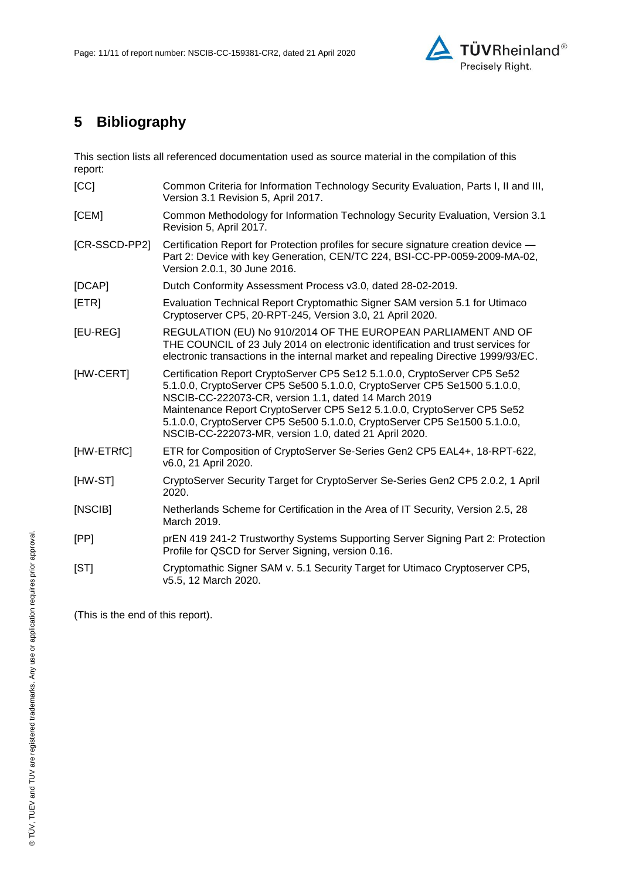# 5 Bibliography

This section lists all referenced documentation used as source material in the compilation of this report:

| | |
|---|---|
| [CC] | Common Criteria for Information Technology Security Evaluation, Parts I, II and III, Version 3.1 Revision 5, April 2017. |
| [CEM] | Common Methodology for Information Technology Security Evaluation, Version 3.1 Revision 5, April 2017. |
| [CR-SSCD-PP2] | Certification Report for Protection profiles for secure signature creation device — Part 2: Device with key Generation, CEN/TC 224, BSI-CC-PP-0059-2009-MA-02, Version 2.0.1, 30 June 2016. |
| [DCAP] | Dutch Conformity Assessment Process v3.0, dated 28-02-2019. |
| [ETR] | Evaluation Technical Report Cryptomathic Signer SAM version 5.1 for Utimaco Cryptoserver CP5, 20-RPT-245, Version 3.0, 21 April 2020. |
| [EU-REG] | REGULATION (EU) No 910/2014 OF THE EUROPEAN PARLIAMENT AND OF THE COUNCIL of 23 July 2014 on electronic identification and trust services for electronic transactions in the internal market and repealing Directive 1999/93/EC. |
| [HW-CERT] | Certification Report CryptoServer CP5 Se12 5.1.0.0, CryptoServer CP5 Se52 5.1.0.0, CryptoServer CP5 Se500 5.1.0.0, CryptoServer CP5 Se1500 5.1.0.0, NSCIB-CC-222073-CR, version 1.1, dated 14 March 2019 Maintenance Report CryptoServer CP5 Se12 5.1.0.0, CryptoServer CP5 Se52 5.1.0.0, CryptoServer CP5 Se500 5.1.0.0, CryptoServer CP5 Se1500 5.1.0.0, NSCIB-CC-222073-MR, version 1.0, dated 21 April 2020. |
| [HW-ETRfC] | ETR for Composition of CryptoServer Se-Series Gen2 CP5 EAL4+, 18-RPT-622, v6.0, 21 April 2020. |
| [HW-ST] | CryptoServer Security Target for CryptoServer Se-Series Gen2 CP5 2.0.2, 1 April 2020. |
| [NSCIB] | Netherlands Scheme for Certification in the Area of IT Security, Version 2.5, 28 March 2019. |
| [PP] | prEN 419 241-2 Trustworthy Systems Supporting Server Signing Part 2: Protection Profile for QSCD for Server Signing, version 0.16. |
| [ST] | Cryptomathic Signer SAM v. 5.1 Security Target for Utimaco Cryptoserver CP5, v5.5, 12 March 2020. |

(This is the end of this report).